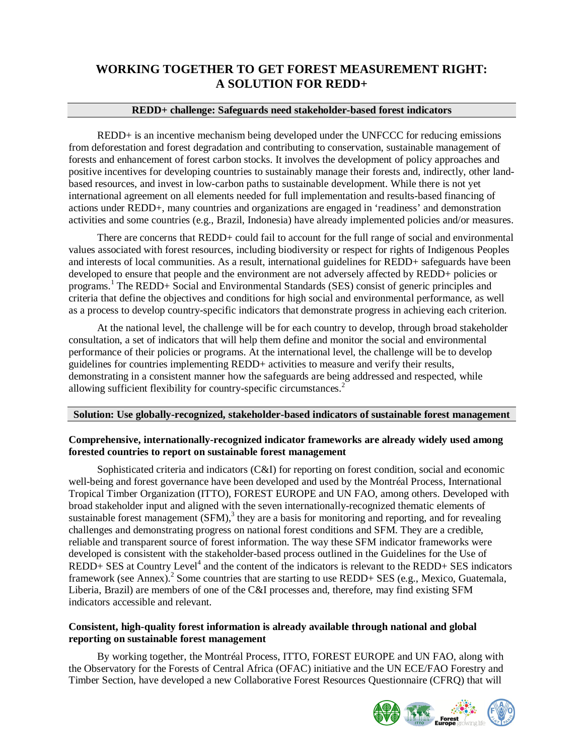# WORKING TOGETHER TO GET FOREST MEASUREMENT RIGHT: A SOLUTION FOR REDD+

## REDD+ challenge: Safeguards need stakeholder-based forest indicators

REDD+ is an incentive mechanism being developed under the UNFCCC for reducing emissions from deforestation and forest degradation and contributing to conservation, sustainable management of forests and enhancement of forest carbon stocks. It involves the development of policy approaches and positive incentives for developing countries to sustainably manage their forests and, indirectly, other land-based resources, and invest in low-carbon paths to sustainable development. While there is not yet international agreement on all elements needed for full implementation and results-based financing of actions under REDD+, many countries and organizations are engaged in 'readiness' and demonstration activities and some countries (e.g., Brazil, Indonesia) have already implemented policies and/or measures.

There are concerns that REDD+ could fail to account for the full range of social and environmental values associated with forest resources, including biodiversity or respect for rights of Indigenous Peoples and interests of local communities. As a result, international guidelines for REDD+ safeguards have been developed to ensure that people and the environment are not adversely affected by REDD+ policies or programs.[1] The REDD+ Social and Environmental Standards (SES) consist of generic principles and criteria that define the objectives and conditions for high social and environmental performance, as well as a process to develop country-specific indicators that demonstrate progress in achieving each criterion.

At the national level, the challenge will be for each country to develop, through broad stakeholder consultation, a set of indicators that will help them define and monitor the social and environmental performance of their policies or programs. At the international level, the challenge will be to develop guidelines for countries implementing REDD+ activities to measure and verify their results, demonstrating in a consistent manner how the safeguards are being addressed and respected, while allowing sufficient flexibility for country-specific circumstances.[2]

## Solution: Use globally-recognized, stakeholder-based indicators of sustainable forest management

### Comprehensive, internationally-recognized indicator frameworks are already widely used among forested countries to report on sustainable forest management

Sophisticated criteria and indicators (C&I) for reporting on forest condition, social and economic well-being and forest governance have been developed and used by the Montréal Process, International Tropical Timber Organization (ITTO), FOREST EUROPE and UN FAO, among others. Developed with broad stakeholder input and aligned with the seven internationally-recognized thematic elements of sustainable forest management (SFM),[3] they are a basis for monitoring and reporting, and for revealing challenges and demonstrating progress on national forest conditions and SFM. They are a credible, reliable and transparent source of forest information. The way these SFM indicator frameworks were developed is consistent with the stakeholder-based process outlined in the Guidelines for the Use of REDD+ SES at Country Level[4] and the content of the indicators is relevant to the REDD+ SES indicators framework (see Annex).[2] Some countries that are starting to use REDD+ SES (e.g., Mexico, Guatemala, Liberia, Brazil) are members of one of the C&I processes and, therefore, may find existing SFM indicators accessible and relevant.

### Consistent, high-quality forest information is already available through national and global reporting on sustainable forest management

By working together, the Montréal Process, ITTO, FOREST EUROPE and UN FAO, along with the Observatory for the Forests of Central Africa (OFAC) initiative and the UN ECE/FAO Forestry and Timber Section, have developed a new Collaborative Forest Resources Questionnaire (CFRQ) that will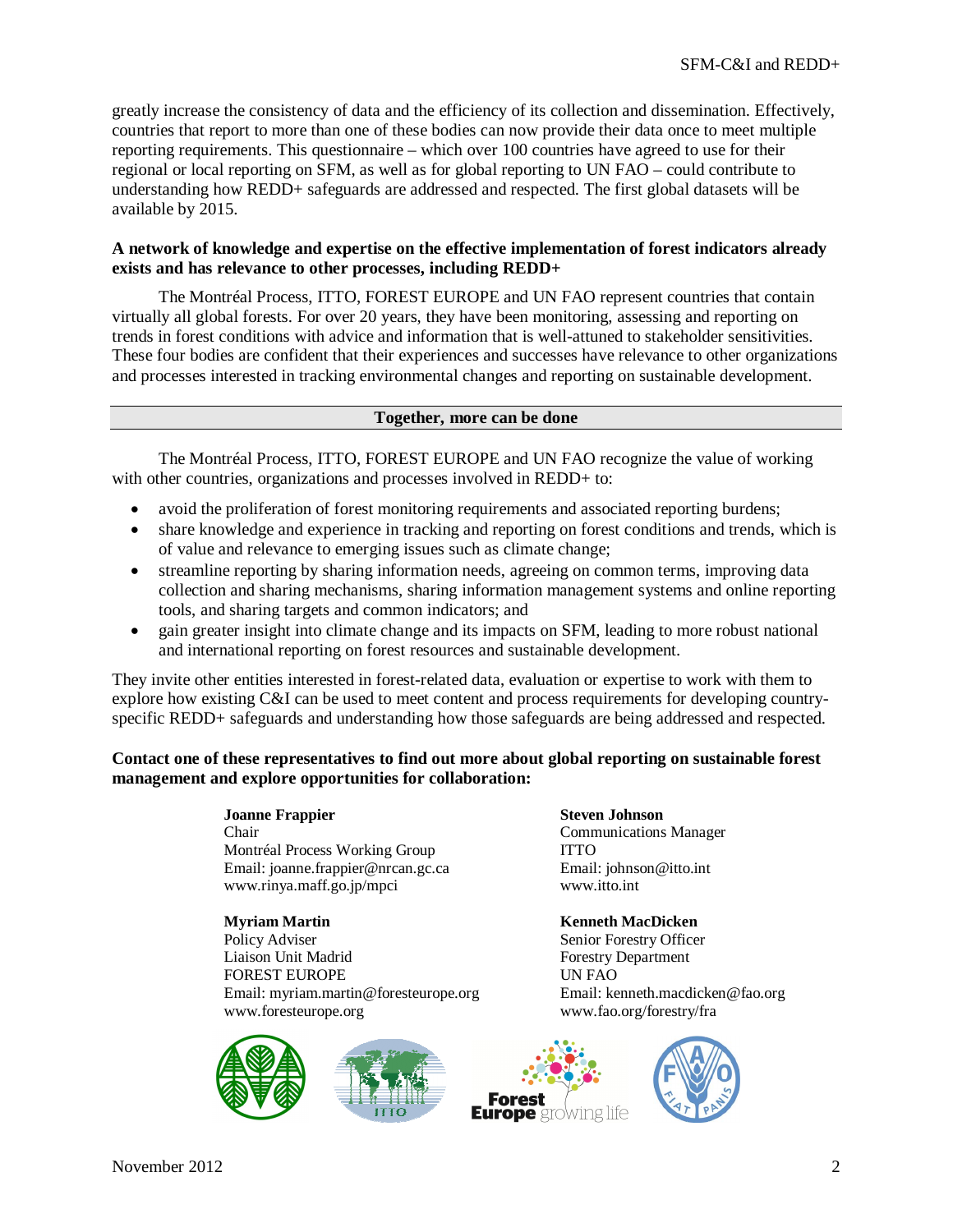greatly increase the consistency of data and the efficiency of its collection and dissemination. Effectively, countries that report to more than one of these bodies can now provide their data once to meet multiple reporting requirements. This questionnaire – which over 100 countries have agreed to use for their regional or local reporting on SFM, as well as for global reporting to UN FAO – could contribute to understanding how REDD+ safeguards are addressed and respected. The first global datasets will be available by 2015.

**A network of knowledge and expertise on the effective implementation of forest indicators already exists and has relevance to other processes, including REDD+**

The Montréal Process, ITTO, FOREST EUROPE and UN FAO represent countries that contain virtually all global forests. For over 20 years, they have been monitoring, assessing and reporting on trends in forest conditions with advice and information that is well-attuned to stakeholder sensitivities. These four bodies are confident that their experiences and successes have relevance to other organizations and processes interested in tracking environmental changes and reporting on sustainable development.

## Together, more can be done

The Montréal Process, ITTO, FOREST EUROPE and UN FAO recognize the value of working with other countries, organizations and processes involved in REDD+ to:

- avoid the proliferation of forest monitoring requirements and associated reporting burdens;
- share knowledge and experience in tracking and reporting on forest conditions and trends, which is of value and relevance to emerging issues such as climate change;
- streamline reporting by sharing information needs, agreeing on common terms, improving data collection and sharing mechanisms, sharing information management systems and online reporting tools, and sharing targets and common indicators; and
- gain greater insight into climate change and its impacts on SFM, leading to more robust national and international reporting on forest resources and sustainable development.

They invite other entities interested in forest-related data, evaluation or expertise to work with them to explore how existing C&I can be used to meet content and process requirements for developing country-specific REDD+ safeguards and understanding how those safeguards are being addressed and respected.

**Contact one of these representatives to find out more about global reporting on sustainable forest management and explore opportunities for collaboration:**

**Joanne Frappier**
Chair
Montréal Process Working Group
Email: joanne.frappier@nrcan.gc.ca
www.rinya.maff.go.jp/mpci

**Steven Johnson**
Communications Manager
ITTO
Email: johnson@itto.int
www.itto.int

**Myriam Martin**
Policy Adviser
Liaison Unit Madrid
FOREST EUROPE
Email: myriam.martin@foresteurope.org
www.foresteurope.org

**Kenneth MacDicken**
Senior Forestry Officer
Forestry Department
UN FAO
Email: kenneth.macdicken@fao.org
www.fao.org/forestry/fra

November 2012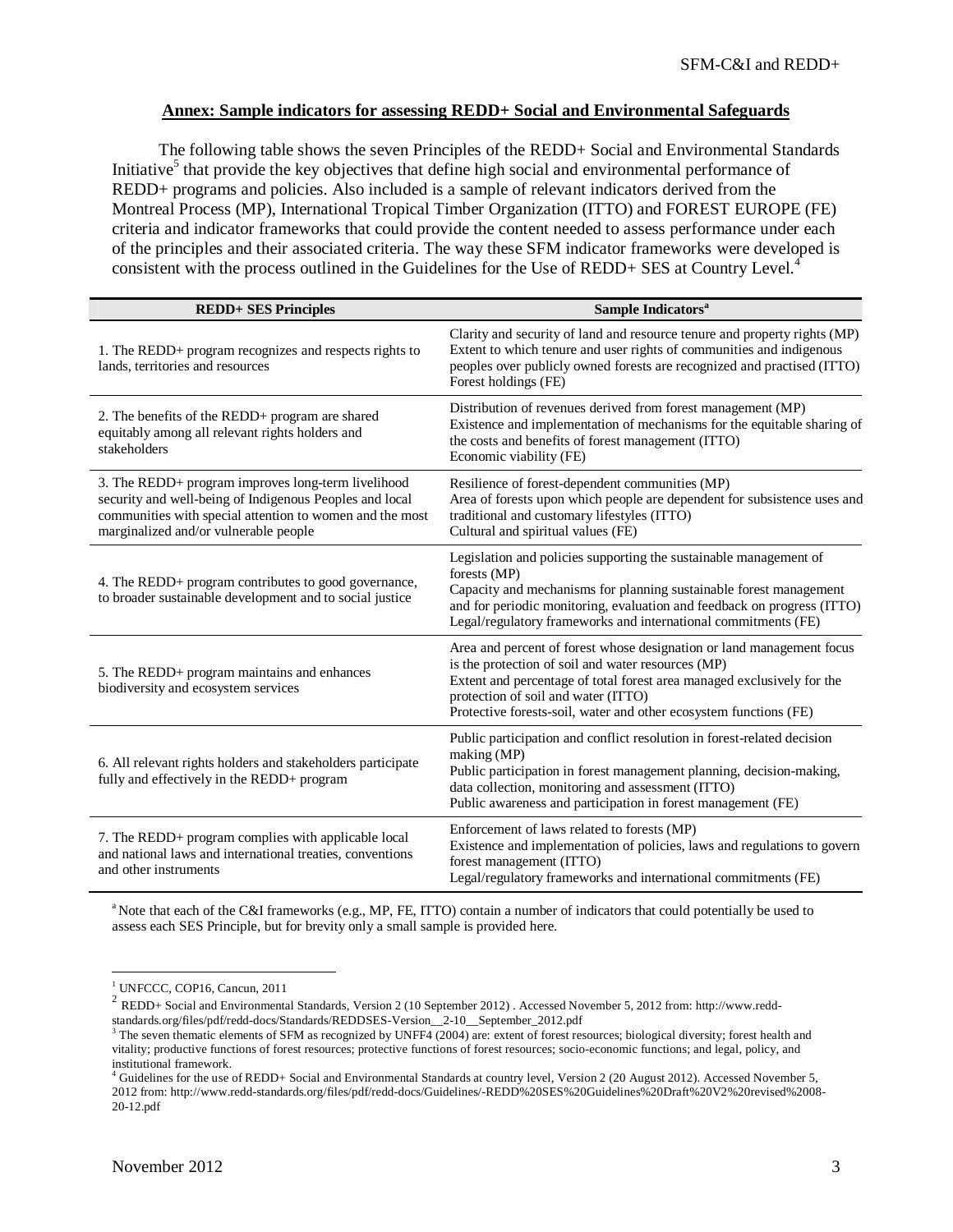## Annex: Sample indicators for assessing REDD+ Social and Environmental Safeguards

The following table shows the seven Principles of the REDD+ Social and Environmental Standards Initiative[5] that provide the key objectives that define high social and environmental performance of REDD+ programs and policies. Also included is a sample of relevant indicators derived from the Montreal Process (MP), International Tropical Timber Organization (ITTO) and FOREST EUROPE (FE) criteria and indicator frameworks that could provide the content needed to assess performance under each of the principles and their associated criteria. The way these SFM indicator frameworks were developed is consistent with the process outlined in the Guidelines for the Use of REDD+ SES at Country Level.[4]

| REDD+ SES Principles | Sample Indicators[a] |
|---|---|
| 1. The REDD+ program recognizes and respects rights to lands, territories and resources | Clarity and security of land and resource tenure and property rights (MP)<br>Extent to which tenure and user rights of communities and indigenous peoples over publicly owned forests are recognized and practised (ITTO)<br>Forest holdings (FE) |
| 2. The benefits of the REDD+ program are shared equitably among all relevant rights holders and stakeholders | Distribution of revenues derived from forest management (MP)<br>Existence and implementation of mechanisms for the equitable sharing of the costs and benefits of forest management (ITTO)<br>Economic viability (FE) |
| 3. The REDD+ program improves long-term livelihood security and well-being of Indigenous Peoples and local communities with special attention to women and the most marginalized and/or vulnerable people | Resilience of forest-dependent communities (MP)<br>Area of forests upon which people are dependent for subsistence uses and traditional and customary lifestyles (ITTO)<br>Cultural and spiritual values (FE) |
| 4. The REDD+ program contributes to good governance, to broader sustainable development and to social justice | Legislation and policies supporting the sustainable management of forests (MP)<br>Capacity and mechanisms for planning sustainable forest management and for periodic monitoring, evaluation and feedback on progress (ITTO)<br>Legal/regulatory frameworks and international commitments (FE) |
| 5. The REDD+ program maintains and enhances biodiversity and ecosystem services | Area and percent of forest whose designation or land management focus is the protection of soil and water resources (MP)<br>Extent and percentage of total forest area managed exclusively for the protection of soil and water (ITTO)<br>Protective forests-soil, water and other ecosystem functions (FE) |
| 6. All relevant rights holders and stakeholders participate fully and effectively in the REDD+ program | Public participation and conflict resolution in forest-related decision making (MP)<br>Public participation in forest management planning, decision-making, data collection, monitoring and assessment (ITTO)<br>Public awareness and participation in forest management (FE) |
| 7. The REDD+ program complies with applicable local and national laws and international treaties, conventions and other instruments | Enforcement of laws related to forests (MP)<br>Existence and implementation of policies, laws and regulations to govern forest management (ITTO)<br>Legal/regulatory frameworks and international commitments (FE) |

[a] Note that each of the C&I frameworks (e.g., MP, FE, ITTO) contain a number of indicators that could potentially be used to assess each SES Principle, but for brevity only a small sample is provided here.

---

[1] UNFCCC, COP16, Cancun, 2011

[2] REDD+ Social and Environmental Standards, Version 2 (10 September 2012) . Accessed November 5, 2012 from: http://www.redd-standards.org/files/pdf/redd-docs/Standards/REDDSES-Version__2-10__September_2012.pdf

[3] The seven thematic elements of SFM as recognized by UNFF4 (2004) are: extent of forest resources; biological diversity; forest health and vitality; productive functions of forest resources; protective functions of forest resources; socio-economic functions; and legal, policy, and institutional framework.

[4] Guidelines for the use of REDD+ Social and Environmental Standards at country level, Version 2 (20 August 2012). Accessed November 5, 2012 from: http://www.redd-standards.org/files/pdf/redd-docs/Guidelines/-REDD%20SES%20Guidelines%20Draft%20V2%20revised%2008-20-12.pdf